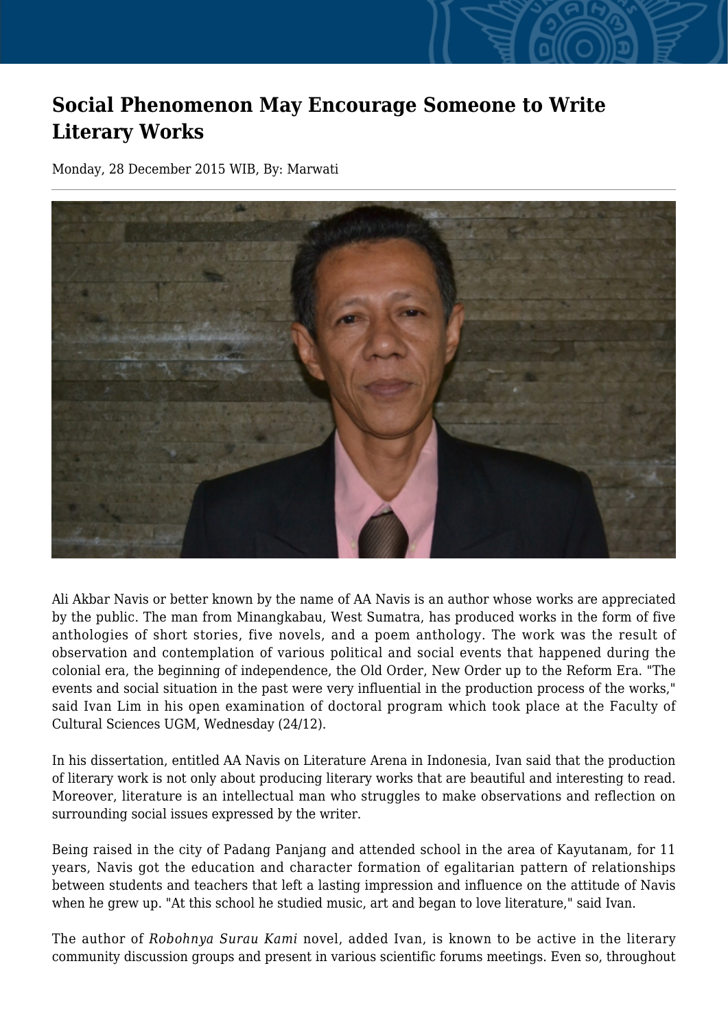# Social Phenomenon May Encourage Someone to Write Literary Works

Monday, 28 December 2015 WIB, By: Marwati

Ali Akbar Navis or better known by the name of AA Navis is an author whose works are appreciated by the public. The man from Minangkabau, West Sumatra, has produced works in the form of five anthologies of short stories, five novels, and a poem anthology. The work was the result of observation and contemplation of various political and social events that happened during the colonial era, the beginning of independence, the Old Order, New Order up to the Reform Era. "The events and social situation in the past were very influential in the production process of the works," said Ivan Lim in his open examination of doctoral program which took place at the Faculty of Cultural Sciences UGM, Wednesday (24/12).

In his dissertation, entitled AA Navis on Literature Arena in Indonesia, Ivan said that the production of literary work is not only about producing literary works that are beautiful and interesting to read. Moreover, literature is an intellectual man who struggles to make observations and reflection on surrounding social issues expressed by the writer.

Being raised in the city of Padang Panjang and attended school in the area of Kayutanam, for 11 years, Navis got the education and character formation of egalitarian pattern of relationships between students and teachers that left a lasting impression and influence on the attitude of Navis when he grew up. "At this school he studied music, art and began to love literature," said Ivan.

The author of *Robohnya Surau Kami* novel, added Ivan, is known to be active in the literary community discussion groups and present in various scientific forums meetings. Even so, throughout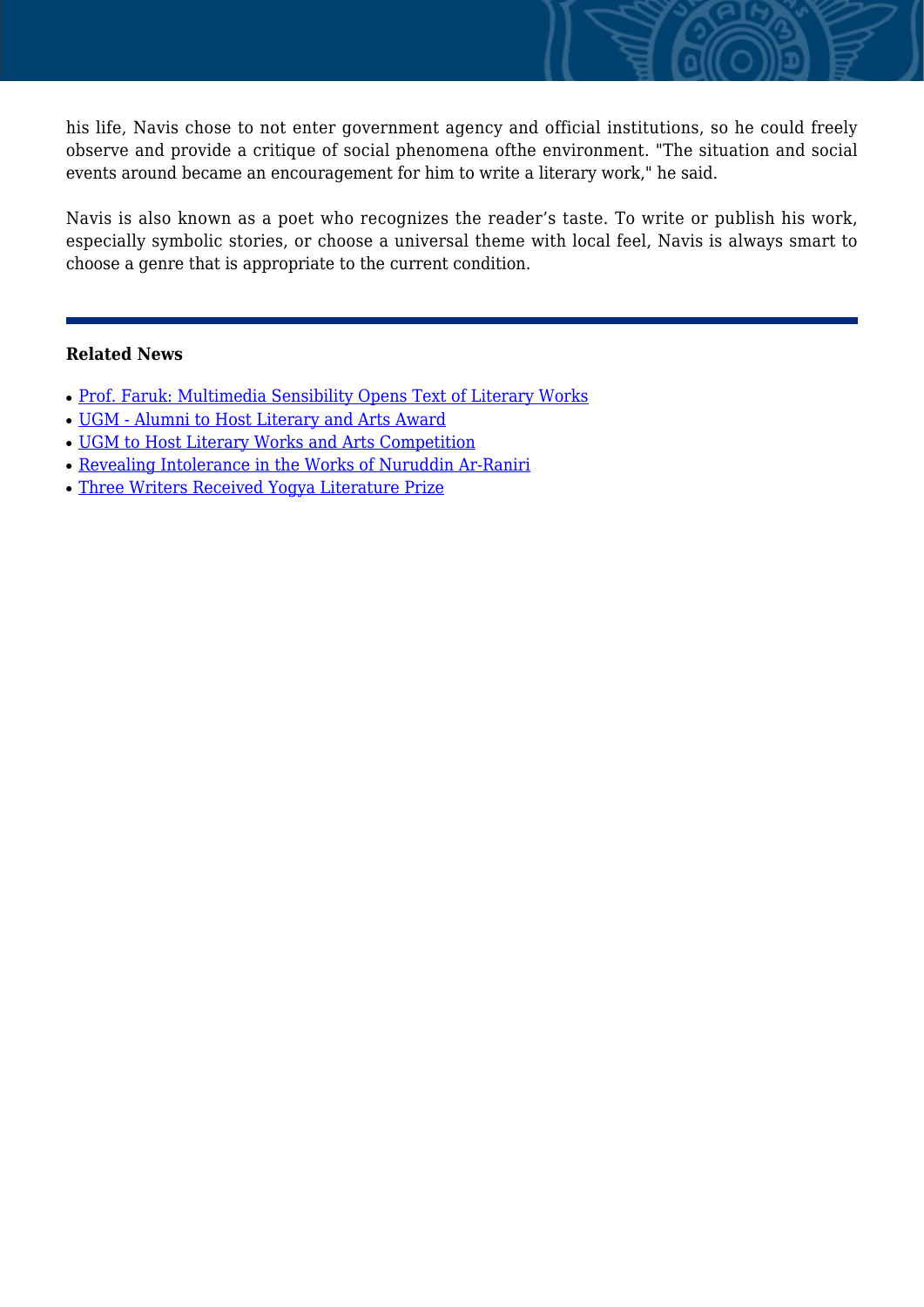his life, Navis chose to not enter government agency and official institutions, so he could freely observe and provide a critique of social phenomena ofthe environment. "The situation and social events around became an encouragement for him to write a literary work," he said.

Navis is also known as a poet who recognizes the reader's taste. To write or publish his work, especially symbolic stories, or choose a universal theme with local feel, Navis is always smart to choose a genre that is appropriate to the current condition.

---

**Related News**

- Prof. Faruk: Multimedia Sensibility Opens Text of Literary Works
- UGM - Alumni to Host Literary and Arts Award
- UGM to Host Literary Works and Arts Competition
- Revealing Intolerance in the Works of Nuruddin Ar-Raniri
- Three Writers Received Yogya Literature Prize